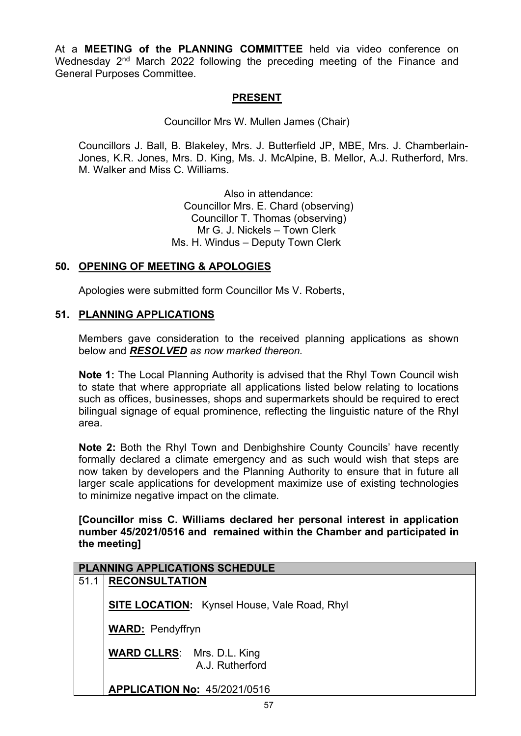At a **MEETING of the PLANNING COMMITTEE** held via video conference on Wednesday 2nd March 2022 following the preceding meeting of the Finance and General Purposes Committee.

## PRESENT

Councillor Mrs W. Mullen James (Chair)

Councillors J. Ball, B. Blakeley, Mrs. J. Butterfield JP, MBE, Mrs. J. Chamberlain-Jones, K.R. Jones, Mrs. D. King, Ms. J. McAlpine, B. Mellor, A.J. Rutherford, Mrs. M. Walker and Miss C. Williams.

Also in attendance:
Councillor Mrs. E. Chard (observing)
Councillor T. Thomas (observing)
Mr G. J. Nickels – Town Clerk
Ms. H. Windus – Deputy Town Clerk

## 50. OPENING OF MEETING & APOLOGIES

Apologies were submitted form Councillor Ms V. Roberts,

## 51. PLANNING APPLICATIONS

Members gave consideration to the received planning applications as shown below and ***RESOLVED*** *as now marked thereon.*

**Note 1:** The Local Planning Authority is advised that the Rhyl Town Council wish to state that where appropriate all applications listed below relating to locations such as offices, businesses, shops and supermarkets should be required to erect bilingual signage of equal prominence, reflecting the linguistic nature of the Rhyl area.

**Note 2:** Both the Rhyl Town and Denbighshire County Councils' have recently formally declared a climate emergency and as such would wish that steps are now taken by developers and the Planning Authority to ensure that in future all larger scale applications for development maximize use of existing technologies to minimize negative impact on the climate*.*

**[Councillor miss C. Williams declared her personal interest in application number 45/2021/0516 and remained within the Chamber and participated in the meeting]**

| PLANNING APPLICATIONS SCHEDULE | |
|---|---|
| 51.1 | **RECONSULTATION**<br><br>**SITE LOCATION:** Kynsel House, Vale Road, Rhyl<br><br>**WARD:** Pendyffryn<br><br>**WARD CLLRS**: Mrs. D.L. King<br>A.J. Rutherford<br><br>**APPLICATION No:** 45/2021/0516 |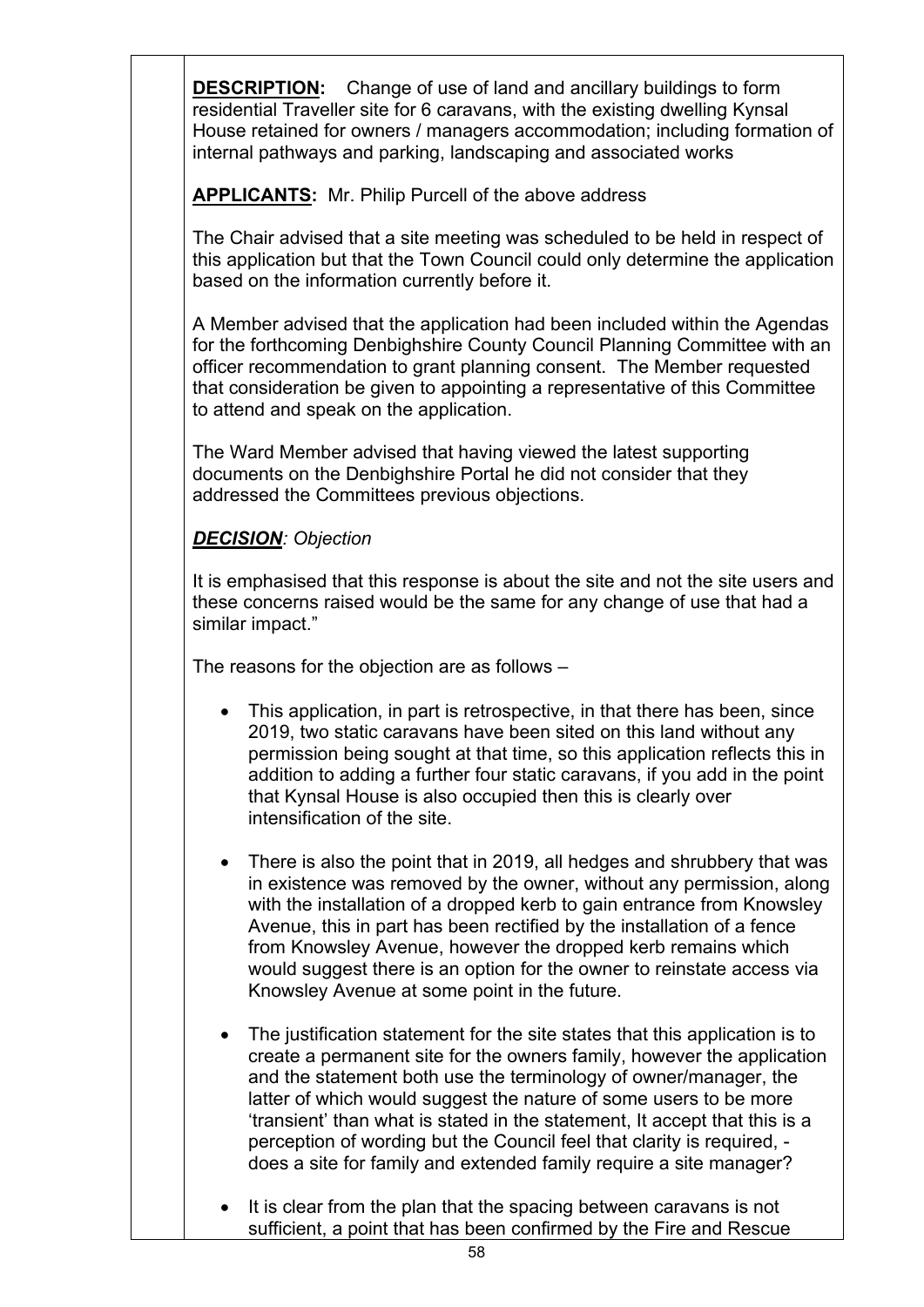**DESCRIPTION:** Change of use of land and ancillary buildings to form residential Traveller site for 6 caravans, with the existing dwelling Kynsal House retained for owners / managers accommodation; including formation of internal pathways and parking, landscaping and associated works

**APPLICANTS:** Mr. Philip Purcell of the above address

The Chair advised that a site meeting was scheduled to be held in respect of this application but that the Town Council could only determine the application based on the information currently before it.

A Member advised that the application had been included within the Agendas for the forthcoming Denbighshire County Council Planning Committee with an officer recommendation to grant planning consent. The Member requested that consideration be given to appointing a representative of this Committee to attend and speak on the application.

The Ward Member advised that having viewed the latest supporting documents on the Denbighshire Portal he did not consider that they addressed the Committees previous objections.

***DECISION**: Objection*

It is emphasised that this response is about the site and not the site users and these concerns raised would be the same for any change of use that had a similar impact."

The reasons for the objection are as follows –

- This application, in part is retrospective, in that there has been, since 2019, two static caravans have been sited on this land without any permission being sought at that time, so this application reflects this in addition to adding a further four static caravans, if you add in the point that Kynsal House is also occupied then this is clearly over intensification of the site.

- There is also the point that in 2019, all hedges and shrubbery that was in existence was removed by the owner, without any permission, along with the installation of a dropped kerb to gain entrance from Knowsley Avenue, this in part has been rectified by the installation of a fence from Knowsley Avenue, however the dropped kerb remains which would suggest there is an option for the owner to reinstate access via Knowsley Avenue at some point in the future.

- The justification statement for the site states that this application is to create a permanent site for the owners family, however the application and the statement both use the terminology of owner/manager, the latter of which would suggest the nature of some users to be more 'transient' than what is stated in the statement, It accept that this is a perception of wording but the Council feel that clarity is required, - does a site for family and extended family require a site manager?

- It is clear from the plan that the spacing between caravans is not sufficient, a point that has been confirmed by the Fire and Rescue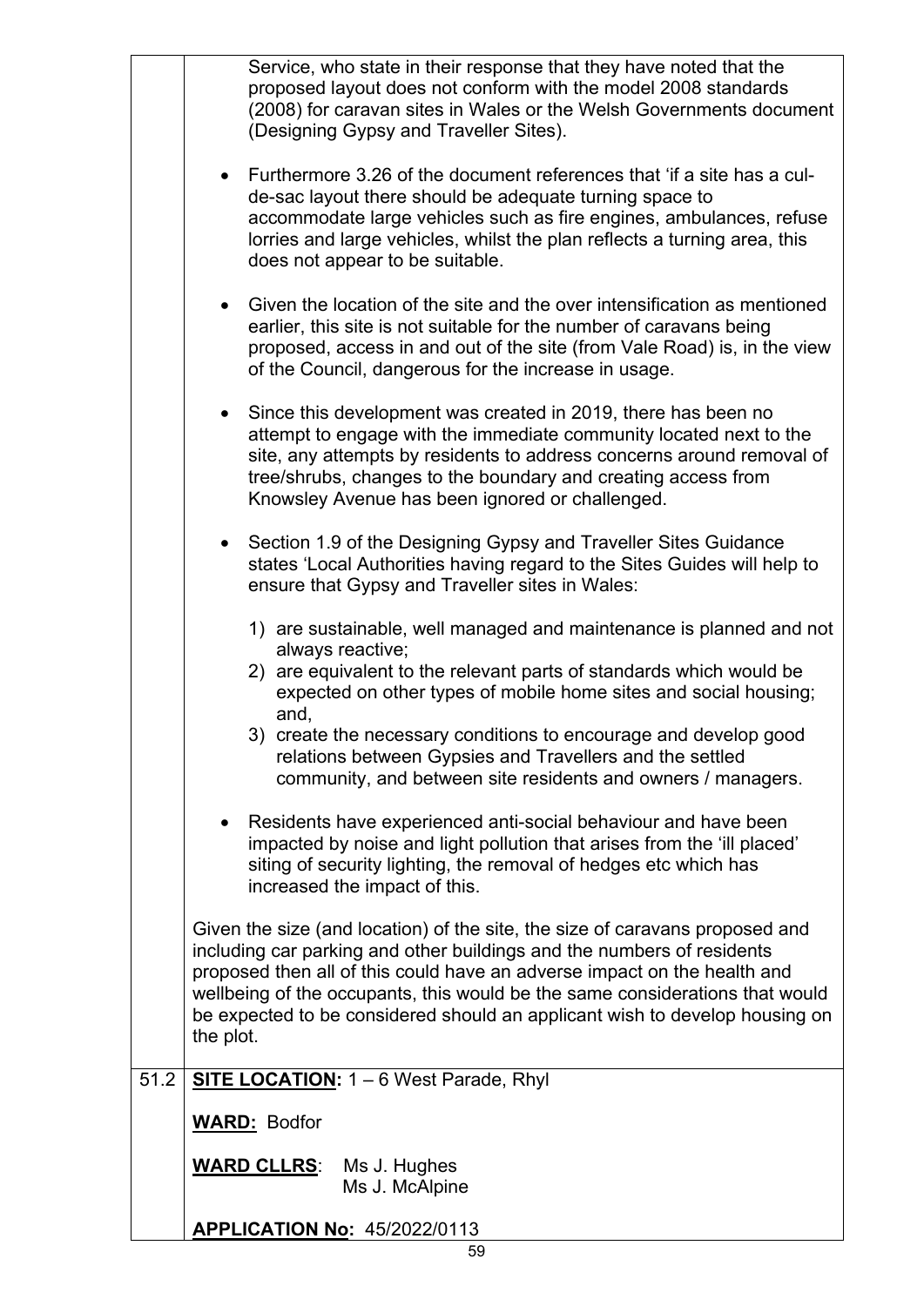Service, who state in their response that they have noted that the proposed layout does not conform with the model 2008 standards (2008) for caravan sites in Wales or the Welsh Governments document (Designing Gypsy and Traveller Sites).

- Furthermore 3.26 of the document references that 'if a site has a cul-de-sac layout there should be adequate turning space to accommodate large vehicles such as fire engines, ambulances, refuse lorries and large vehicles, whilst the plan reflects a turning area, this does not appear to be suitable.

- Given the location of the site and the over intensification as mentioned earlier, this site is not suitable for the number of caravans being proposed, access in and out of the site (from Vale Road) is, in the view of the Council, dangerous for the increase in usage.

- Since this development was created in 2019, there has been no attempt to engage with the immediate community located next to the site, any attempts by residents to address concerns around removal of tree/shrubs, changes to the boundary and creating access from Knowsley Avenue has been ignored or challenged.

- Section 1.9 of the Designing Gypsy and Traveller Sites Guidance states 'Local Authorities having regard to the Sites Guides will help to ensure that Gypsy and Traveller sites in Wales:

  1) are sustainable, well managed and maintenance is planned and not always reactive;
  2) are equivalent to the relevant parts of standards which would be expected on other types of mobile home sites and social housing; and,
  3) create the necessary conditions to encourage and develop good relations between Gypsies and Travellers and the settled community, and between site residents and owners / managers.

- Residents have experienced anti-social behaviour and have been impacted by noise and light pollution that arises from the 'ill placed' siting of security lighting, the removal of hedges etc which has increased the impact of this.

Given the size (and location) of the site, the size of caravans proposed and including car parking and other buildings and the numbers of residents proposed then all of this could have an adverse impact on the health and wellbeing of the occupants, this would be the same considerations that would be expected to be considered should an applicant wish to develop housing on the plot.

51.2 **SITE LOCATION:** 1 – 6 West Parade, Rhyl

**WARD:** Bodfor

**WARD CLLRS**: Ms J. Hughes
Ms J. McAlpine

**APPLICATION No:** 45/2022/0113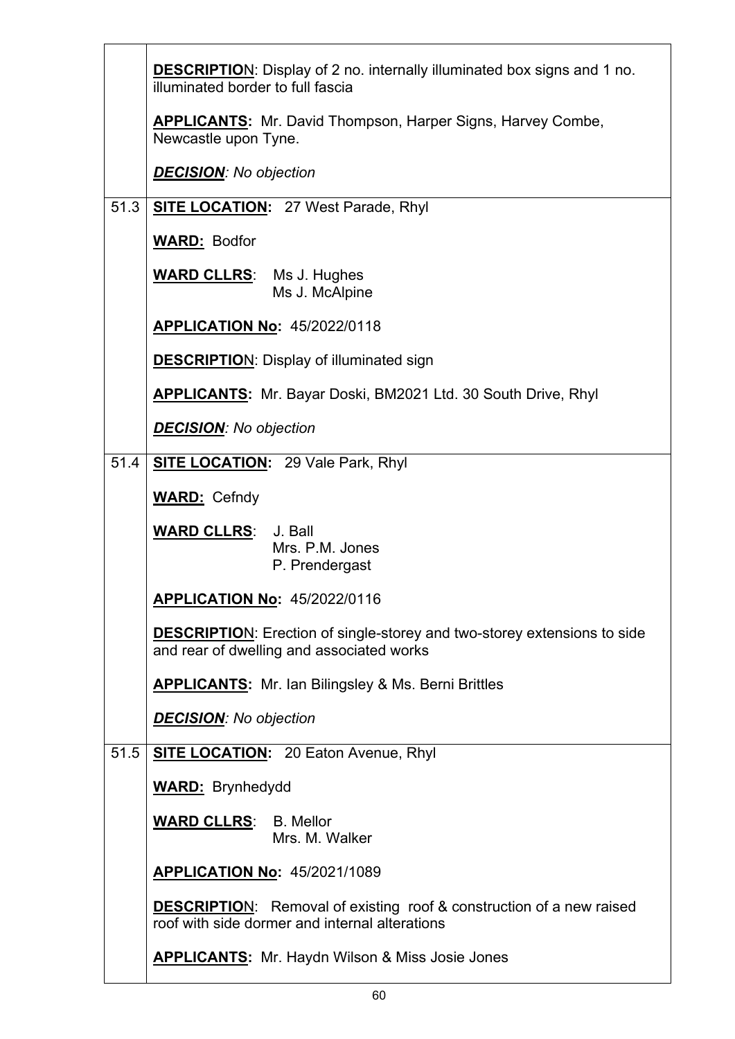| | |
|---|---|
| | **DESCRIPTIO**N: Display of 2 no. internally illuminated box signs and 1 no. illuminated border to full fascia<br><br>**APPLICANTS:** Mr. David Thompson, Harper Signs, Harvey Combe, Newcastle upon Tyne.<br><br>***DECISION**: No objection* |
| 51.3 | **SITE LOCATION:** 27 West Parade, Rhyl<br><br>**WARD:** Bodfor<br><br>**WARD CLLRS**: Ms J. Hughes<br>Ms J. McAlpine<br><br>**APPLICATION No:** 45/2022/0118<br><br>**DESCRIPTIO**N: Display of illuminated sign<br><br>**APPLICANTS:** Mr. Bayar Doski, BM2021 Ltd. 30 South Drive, Rhyl<br><br>***DECISION**: No objection* |
| 51.4 | **SITE LOCATION:** 29 Vale Park, Rhyl<br><br>**WARD:** Cefndy<br><br>**WARD CLLRS**: J. Ball<br>Mrs. P.M. Jones<br>P. Prendergast<br><br>**APPLICATION No:** 45/2022/0116<br><br>**DESCRIPTIO**N: Erection of single-storey and two-storey extensions to side and rear of dwelling and associated works<br><br>**APPLICANTS:** Mr. Ian Bilingsley & Ms. Berni Brittles<br><br>***DECISION**: No objection* |
| 51.5 | **SITE LOCATION:** 20 Eaton Avenue, Rhyl<br><br>**WARD:** Brynhedydd<br><br>**WARD CLLRS**: B. Mellor<br>Mrs. M. Walker<br><br>**APPLICATION No:** 45/2021/1089<br><br>**DESCRIPTIO**N: Removal of existing roof & construction of a new raised roof with side dormer and internal alterations<br><br>**APPLICANTS:** Mr. Haydn Wilson & Miss Josie Jones |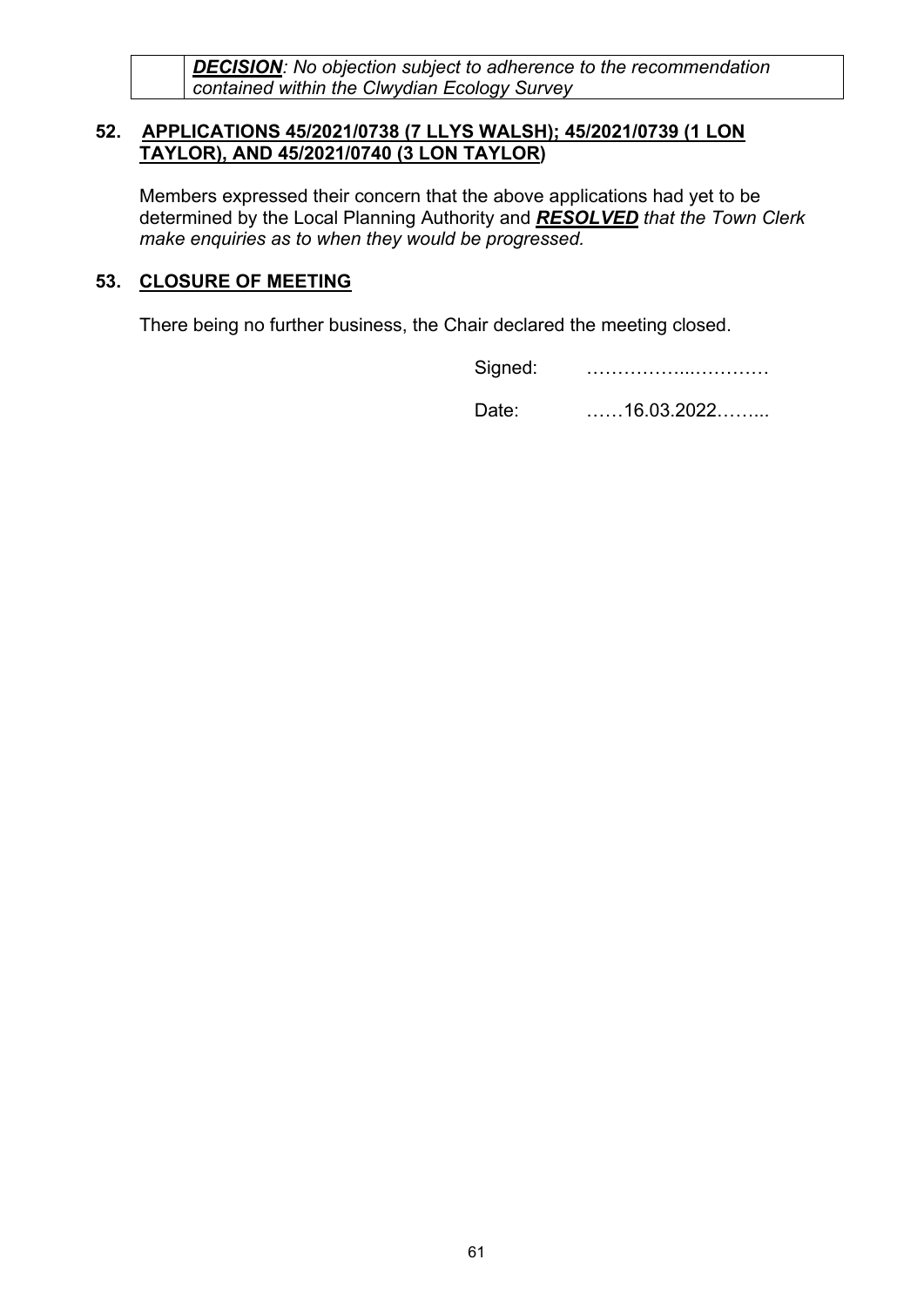| | ***DECISION**: No objection subject to adherence to the recommendation contained within the Clwydian Ecology Survey* |
|---|---|

**52. APPLICATIONS 45/2021/0738 (7 LLYS WALSH); 45/2021/0739 (1 LON TAYLOR), AND 45/2021/0740 (3 LON TAYLOR)**

Members expressed their concern that the above applications had yet to be determined by the Local Planning Authority and ***RESOLVED*** *that the Town Clerk make enquiries as to when they would be progressed.*

**53. CLOSURE OF MEETING**

There being no further business, the Chair declared the meeting closed.

Signed: ……………...…………

Date: ……16.03.2022……...